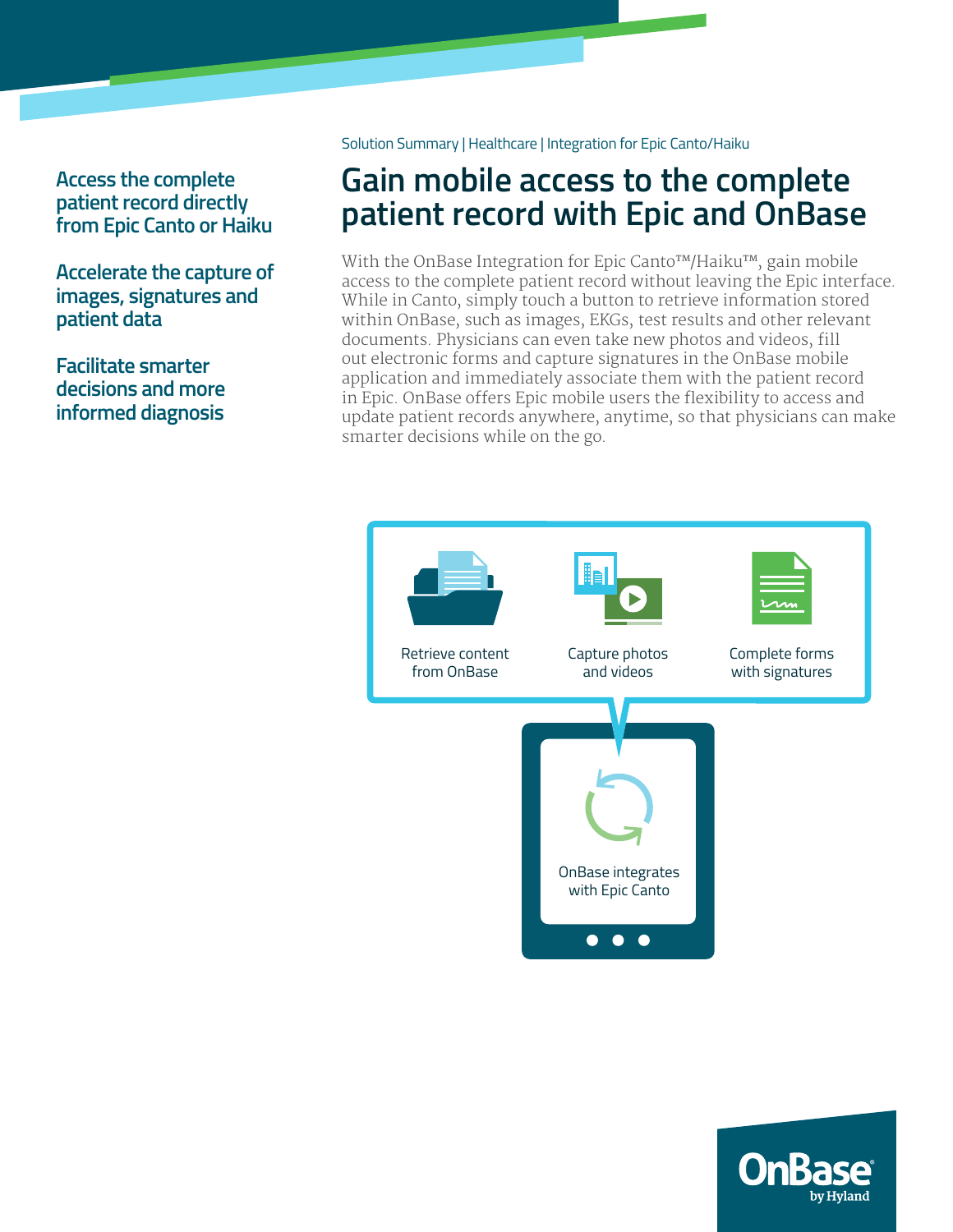Solution Summary | Healthcare | Integration for Epic Canto/Haiku

# Gain mobile access to the complete patient record with Epic and OnBase

**Access the complete patient record directly from Epic Canto or Haiku**

**Accelerate the capture of images, signatures and patient data**

**Facilitate smarter decisions and more informed diagnosis**

With the OnBase Integration for Epic Canto™/Haiku™, gain mobile access to the complete patient record without leaving the Epic interface. While in Canto, simply touch a button to retrieve information stored within OnBase, such as images, EKGs, test results and other relevant documents. Physicians can even take new photos and videos, fill out electronic forms and capture signatures in the OnBase mobile application and immediately associate them with the patient record in Epic. OnBase offers Epic mobile users the flexibility to access and update patient records anywhere, anytime, so that physicians can make smarter decisions while on the go.

Retrieve content from OnBase

Capture photos and videos

Complete forms with signatures

OnBase integrates with Epic Canto

OnBase by Hyland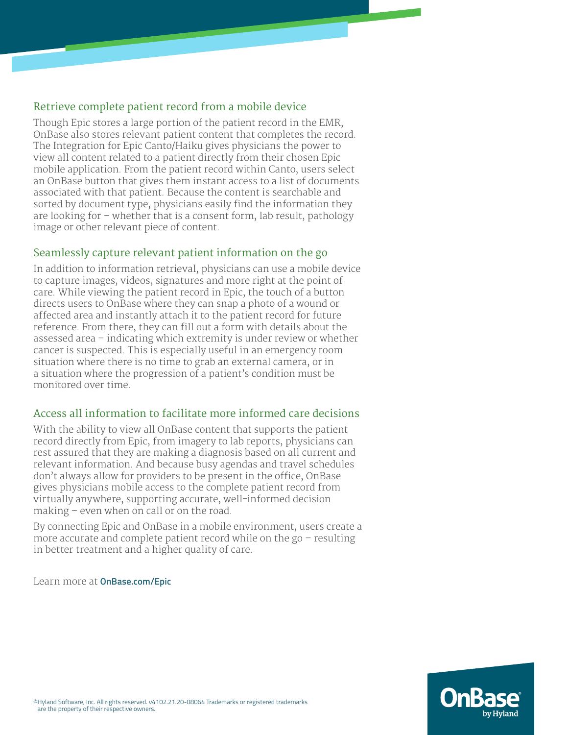## Retrieve complete patient record from a mobile device

Though Epic stores a large portion of the patient record in the EMR, OnBase also stores relevant patient content that completes the record. The Integration for Epic Canto/Haiku gives physicians the power to view all content related to a patient directly from their chosen Epic mobile application. From the patient record within Canto, users select an OnBase button that gives them instant access to a list of documents associated with that patient. Because the content is searchable and sorted by document type, physicians easily find the information they are looking for – whether that is a consent form, lab result, pathology image or other relevant piece of content.

## Seamlessly capture relevant patient information on the go

In addition to information retrieval, physicians can use a mobile device to capture images, videos, signatures and more right at the point of care. While viewing the patient record in Epic, the touch of a button directs users to OnBase where they can snap a photo of a wound or affected area and instantly attach it to the patient record for future reference. From there, they can fill out a form with details about the assessed area – indicating which extremity is under review or whether cancer is suspected. This is especially useful in an emergency room situation where there is no time to grab an external camera, or in a situation where the progression of a patient's condition must be monitored over time.

## Access all information to facilitate more informed care decisions

With the ability to view all OnBase content that supports the patient record directly from Epic, from imagery to lab reports, physicians can rest assured that they are making a diagnosis based on all current and relevant information. And because busy agendas and travel schedules don't always allow for providers to be present in the office, OnBase gives physicians mobile access to the complete patient record from virtually anywhere, supporting accurate, well-informed decision making – even when on call or on the road.

By connecting Epic and OnBase in a mobile environment, users create a more accurate and complete patient record while on the go – resulting in better treatment and a higher quality of care.

Learn more at **OnBase.com/Epic**

©Hyland Software, Inc. All rights reserved. v4102.21.20-08064 Trademarks or registered trademarks are the property of their respective owners.

OnBase by Hyland